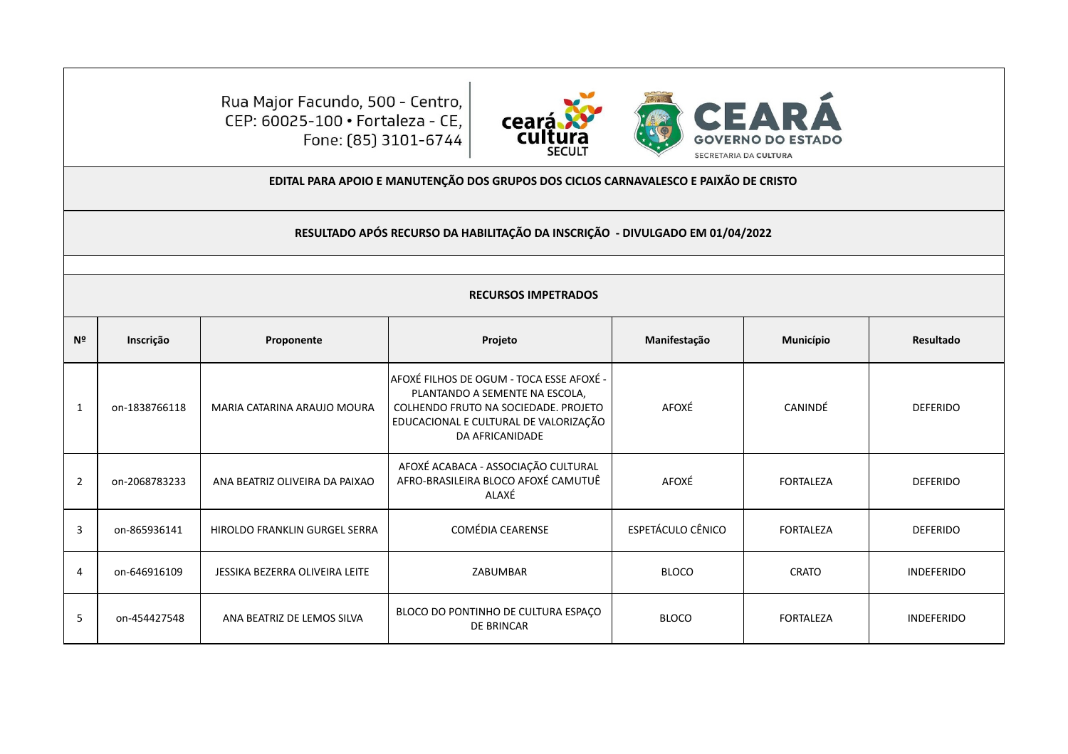Rua Major Facundo, 500 - Centro,
CEP: 60025-100 • Fortaleza - CE,
Fone: (85) 3101-6744

ceará cultura SECULT

CEARÁ GOVERNO DO ESTADO SECRETARIA DA CULTURA

**EDITAL PARA APOIO E MANUTENÇÃO DOS GRUPOS DOS CICLOS CARNAVALESCO E PAIXÃO DE CRISTO**

**RESULTADO APÓS RECURSO DA HABILITAÇÃO DA INSCRIÇÃO - DIVULGADO EM 01/04/2022**

**RECURSOS IMPETRADOS**

| Nº | Inscrição | Proponente | Projeto | Manifestação | Município | Resultado |
|---|---|---|---|---|---|---|
| 1 | on-1838766118 | MARIA CATARINA ARAUJO MOURA | AFOXÉ FILHOS DE OGUM - TOCA ESSE AFOXÉ - PLANTANDO A SEMENTE NA ESCOLA, COLHENDO FRUTO NA SOCIEDADE. PROJETO EDUCACIONAL E CULTURAL DE VALORIZAÇÃO DA AFRICANIDADE | AFOXÉ | CANINDÉ | DEFERIDO |
| 2 | on-2068783233 | ANA BEATRIZ OLIVEIRA DA PAIXAO | AFOXÉ ACABACA - ASSOCIAÇÃO CULTURAL AFRO-BRASILEIRA BLOCO AFOXÉ CAMUTUÊ ALAXÉ | AFOXÉ | FORTALEZA | DEFERIDO |
| 3 | on-865936141 | HIROLDO FRANKLIN GURGEL SERRA | COMÉDIA CEARENSE | ESPETÁCULO CÊNICO | FORTALEZA | DEFERIDO |
| 4 | on-646916109 | JESSIKA BEZERRA OLIVEIRA LEITE | ZABUMBAR | BLOCO | CRATO | INDEFERIDO |
| 5 | on-454427548 | ANA BEATRIZ DE LEMOS SILVA | BLOCO DO PONTINHO DE CULTURA ESPAÇO DE BRINCAR | BLOCO | FORTALEZA | INDEFERIDO |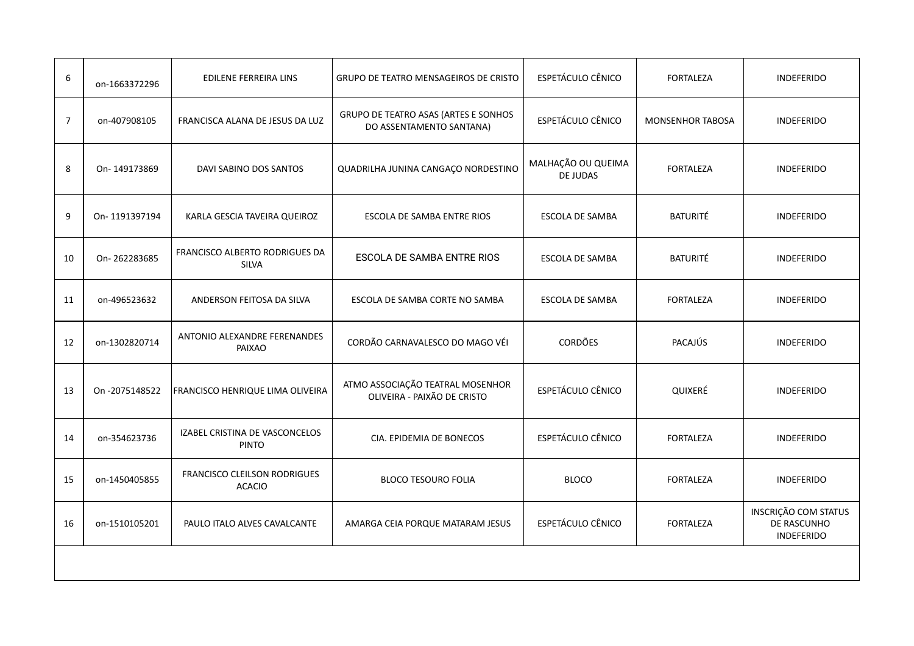| 6 | on-1663372296 | EDILENE FERREIRA LINS | GRUPO DE TEATRO MENSAGEIROS DE CRISTO | ESPETÁCULO CÊNICO | FORTALEZA | INDEFERIDO |
|---|---|---|---|---|---|---|
| 7 | on-407908105 | FRANCISCA ALANA DE JESUS DA LUZ | GRUPO DE TEATRO ASAS (ARTES E SONHOS DO ASSENTAMENTO SANTANA) | ESPETÁCULO CÊNICO | MONSENHOR TABOSA | INDEFERIDO |
| 8 | On- 149173869 | DAVI SABINO DOS SANTOS | QUADRILHA JUNINA CANGAÇO NORDESTINO | MALHAÇÃO OU QUEIMA DE JUDAS | FORTALEZA | INDEFERIDO |
| 9 | On- 1191397194 | KARLA GESCIA TAVEIRA QUEIROZ | ESCOLA DE SAMBA ENTRE RIOS | ESCOLA DE SAMBA | BATURITÉ | INDEFERIDO |
| 10 | On- 262283685 | FRANCISCO ALBERTO RODRIGUES DA SILVA | ESCOLA DE SAMBA ENTRE RIOS | ESCOLA DE SAMBA | BATURITÉ | INDEFERIDO |
| 11 | on-496523632 | ANDERSON FEITOSA DA SILVA | ESCOLA DE SAMBA CORTE NO SAMBA | ESCOLA DE SAMBA | FORTALEZA | INDEFERIDO |
| 12 | on-1302820714 | ANTONIO ALEXANDRE FERENANDES PAIXAO | CORDÃO CARNAVALESCO DO MAGO VÉI | CORDÕES | PACAJÚS | INDEFERIDO |
| 13 | On -2075148522 | FRANCISCO HENRIQUE LIMA OLIVEIRA | ATMO ASSOCIAÇÃO TEATRAL MOSENHOR OLIVEIRA - PAIXÃO DE CRISTO | ESPETÁCULO CÊNICO | QUIXERÉ | INDEFERIDO |
| 14 | on-354623736 | IZABEL CRISTINA DE VASCONCELOS PINTO | CIA. EPIDEMIA DE BONECOS | ESPETÁCULO CÊNICO | FORTALEZA | INDEFERIDO |
| 15 | on-1450405855 | FRANCISCO CLEILSON RODRIGUES ACACIO | BLOCO TESOURO FOLIA | BLOCO | FORTALEZA | INDEFERIDO |
| 16 | on-1510105201 | PAULO ITALO ALVES CAVALCANTE | AMARGA CEIA PORQUE MATARAM JESUS | ESPETÁCULO CÊNICO | FORTALEZA | INSCRIÇÃO COM STATUS DE RASCUNHO INDEFERIDO |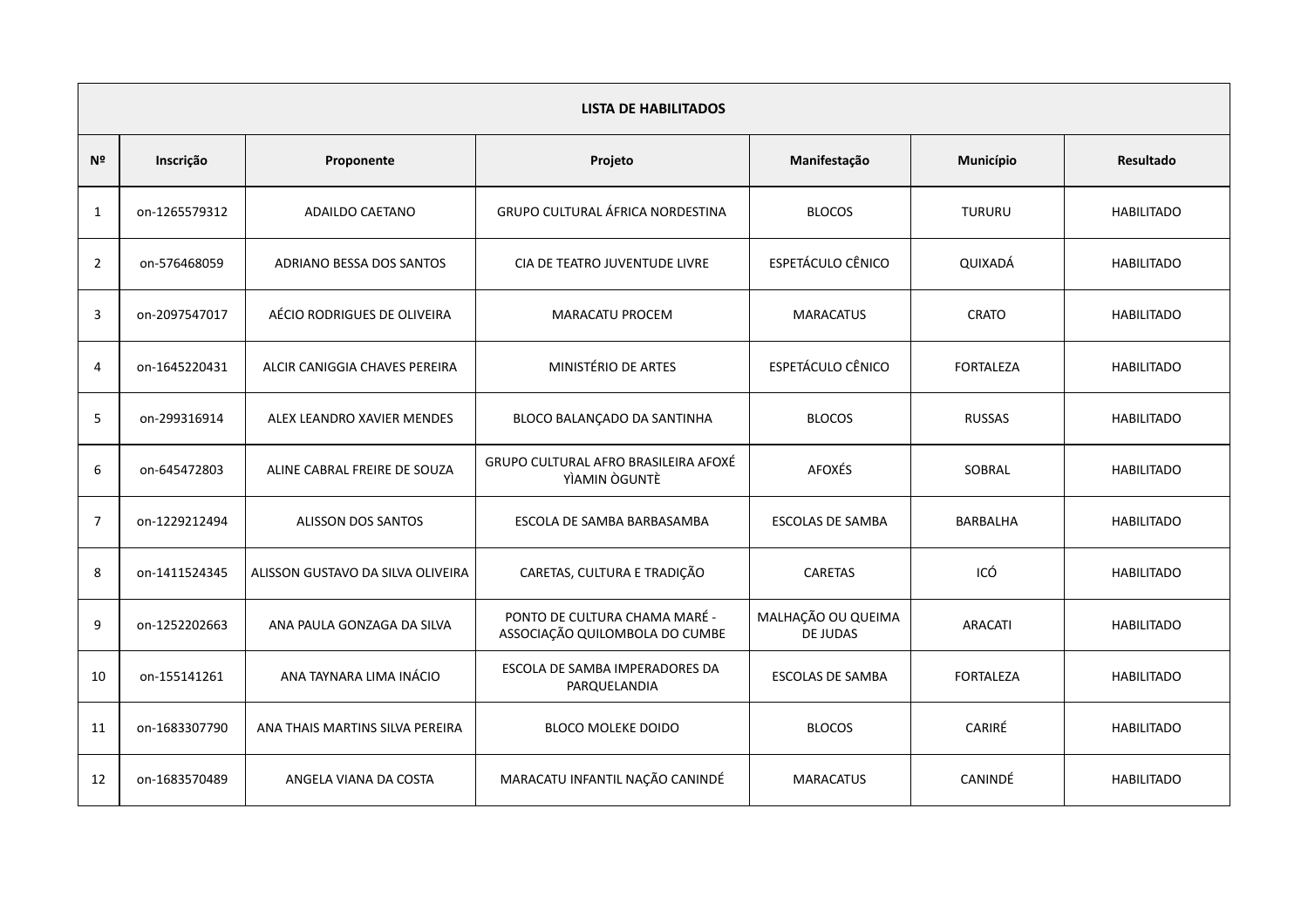| LISTA DE HABILITADOS | | | | | | |
|---|---|---|---|---|---|---|
| **Nº** | **Inscrição** | **Proponente** | **Projeto** | **Manifestação** | **Município** | **Resultado** |
| 1 | on-1265579312 | ADAILDO CAETANO | GRUPO CULTURAL ÁFRICA NORDESTINA | BLOCOS | TURURU | HABILITADO |
| 2 | on-576468059 | ADRIANO BESSA DOS SANTOS | CIA DE TEATRO JUVENTUDE LIVRE | ESPETÁCULO CÊNICO | QUIXADÁ | HABILITADO |
| 3 | on-2097547017 | AÉCIO RODRIGUES DE OLIVEIRA | MARACATU PROCEM | MARACATUS | CRATO | HABILITADO |
| 4 | on-1645220431 | ALCIR CANIGGIA CHAVES PEREIRA | MINISTÉRIO DE ARTES | ESPETÁCULO CÊNICO | FORTALEZA | HABILITADO |
| 5 | on-299316914 | ALEX LEANDRO XAVIER MENDES | BLOCO BALANÇADO DA SANTINHA | BLOCOS | RUSSAS | HABILITADO |
| 6 | on-645472803 | ALINE CABRAL FREIRE DE SOUZA | GRUPO CULTURAL AFRO BRASILEIRA AFOXÉ YÌAMIN ÒGUNTÈ | AFOXÉS | SOBRAL | HABILITADO |
| 7 | on-1229212494 | ALISSON DOS SANTOS | ESCOLA DE SAMBA BARBASAMBA | ESCOLAS DE SAMBA | BARBALHA | HABILITADO |
| 8 | on-1411524345 | ALISSON GUSTAVO DA SILVA OLIVEIRA | CARETAS, CULTURA E TRADIÇÃO | CARETAS | ICÓ | HABILITADO |
| 9 | on-1252202663 | ANA PAULA GONZAGA DA SILVA | PONTO DE CULTURA CHAMA MARÉ - ASSOCIAÇÃO QUILOMBOLA DO CUMBE | MALHAÇÃO OU QUEIMA DE JUDAS | ARACATI | HABILITADO |
| 10 | on-155141261 | ANA TAYNARA LIMA INÁCIO | ESCOLA DE SAMBA IMPERADORES DA PARQUELANDIA | ESCOLAS DE SAMBA | FORTALEZA | HABILITADO |
| 11 | on-1683307790 | ANA THAIS MARTINS SILVA PEREIRA | BLOCO MOLEKE DOIDO | BLOCOS | CARIRÉ | HABILITADO |
| 12 | on-1683570489 | ANGELA VIANA DA COSTA | MARACATU INFANTIL NAÇÃO CANINDÉ | MARACATUS | CANINDÉ | HABILITADO |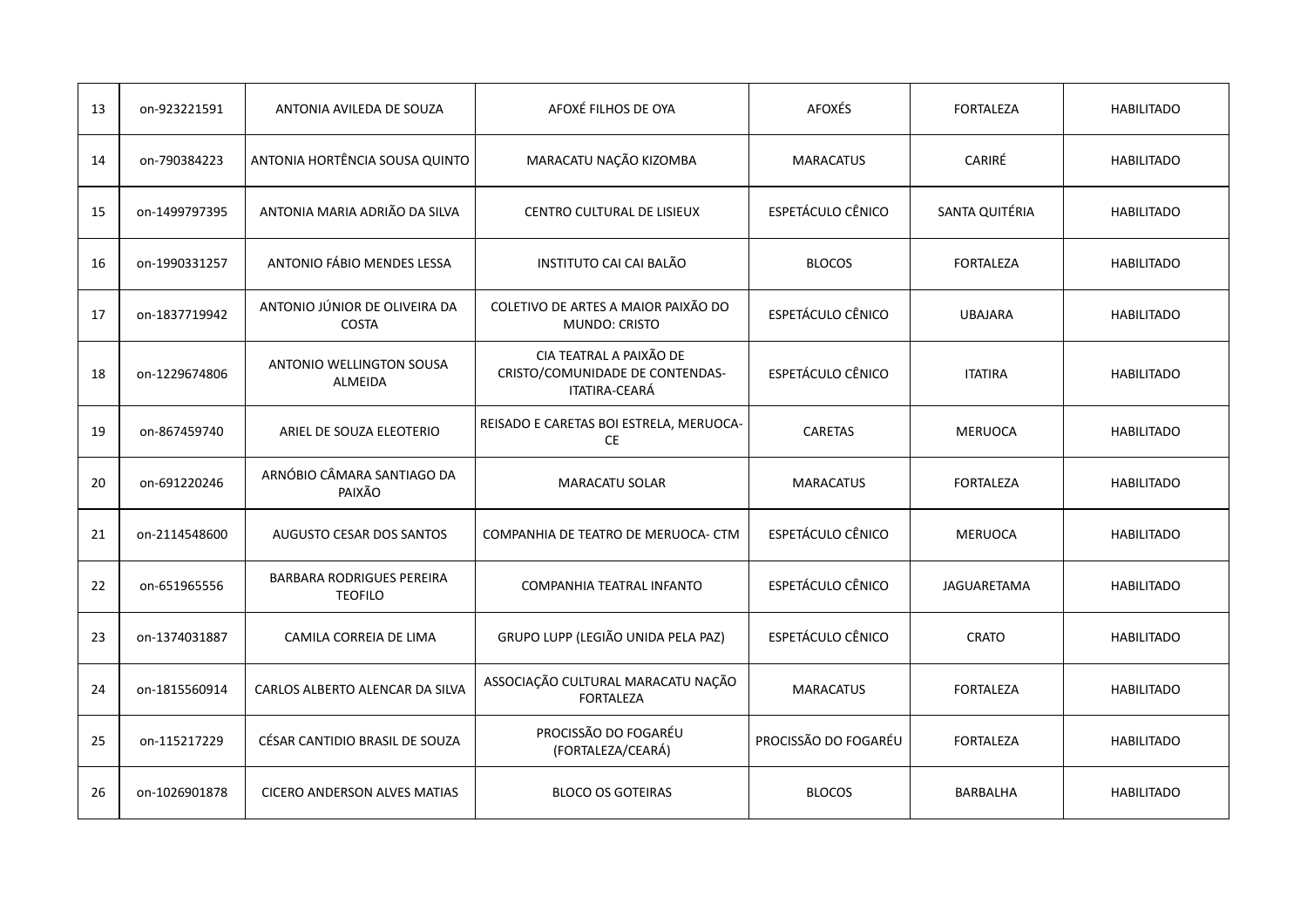| 13 | on-923221591 | ANTONIA AVILEDA DE SOUZA | AFOXÉ FILHOS DE OYA | AFOXÉS | FORTALEZA | HABILITADO |
|---|---|---|---|---|---|---|
| 14 | on-790384223 | ANTONIA HORTÊNCIA SOUSA QUINTO | MARACATU NAÇÃO KIZOMBA | MARACATUS | CARIRÉ | HABILITADO |
| 15 | on-1499797395 | ANTONIA MARIA ADRIÃO DA SILVA | CENTRO CULTURAL DE LISIEUX | ESPETÁCULO CÊNICO | SANTA QUITÉRIA | HABILITADO |
| 16 | on-1990331257 | ANTONIO FÁBIO MENDES LESSA | INSTITUTO CAI CAI BALÃO | BLOCOS | FORTALEZA | HABILITADO |
| 17 | on-1837719942 | ANTONIO JÚNIOR DE OLIVEIRA DA COSTA | COLETIVO DE ARTES A MAIOR PAIXÃO DO MUNDO: CRISTO | ESPETÁCULO CÊNICO | UBAJARA | HABILITADO |
| 18 | on-1229674806 | ANTONIO WELLINGTON SOUSA ALMEIDA | CIA TEATRAL A PAIXÃO DE CRISTO/COMUNIDADE DE CONTENDAS-ITATIRA-CEARÁ | ESPETÁCULO CÊNICO | ITATIRA | HABILITADO |
| 19 | on-867459740 | ARIEL DE SOUZA ELEOTERIO | REISADO E CARETAS BOI ESTRELA, MERUOCA-CE | CARETAS | MERUOCA | HABILITADO |
| 20 | on-691220246 | ARNÓBIO CÂMARA SANTIAGO DA PAIXÃO | MARACATU SOLAR | MARACATUS | FORTALEZA | HABILITADO |
| 21 | on-2114548600 | AUGUSTO CESAR DOS SANTOS | COMPANHIA DE TEATRO DE MERUOCA- CTM | ESPETÁCULO CÊNICO | MERUOCA | HABILITADO |
| 22 | on-651965556 | BARBARA RODRIGUES PEREIRA TEOFILO | COMPANHIA TEATRAL INFANTO | ESPETÁCULO CÊNICO | JAGUARETAMA | HABILITADO |
| 23 | on-1374031887 | CAMILA CORREIA DE LIMA | GRUPO LUPP (LEGIÃO UNIDA PELA PAZ) | ESPETÁCULO CÊNICO | CRATO | HABILITADO |
| 24 | on-1815560914 | CARLOS ALBERTO ALENCAR DA SILVA | ASSOCIAÇÃO CULTURAL MARACATU NAÇÃO FORTALEZA | MARACATUS | FORTALEZA | HABILITADO |
| 25 | on-115217229 | CÉSAR CANTIDIO BRASIL DE SOUZA | PROCISSÃO DO FOGARÉU (FORTALEZA/CEARÁ) | PROCISSÃO DO FOGARÉU | FORTALEZA | HABILITADO |
| 26 | on-1026901878 | CICERO ANDERSON ALVES MATIAS | BLOCO OS GOTEIRAS | BLOCOS | BARBALHA | HABILITADO |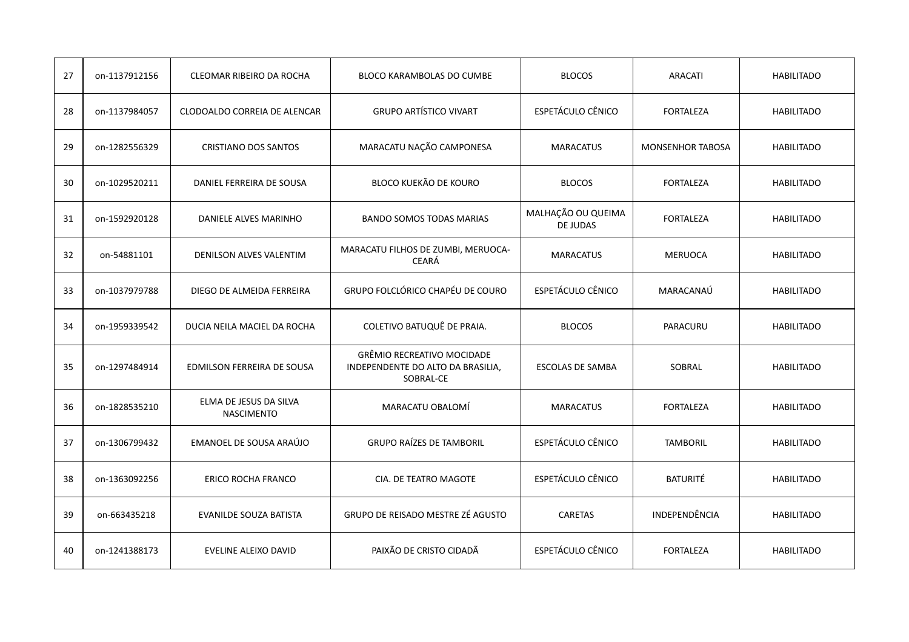| 27 | on-1137912156 | CLEOMAR RIBEIRO DA ROCHA | BLOCO KARAMBOLAS DO CUMBE | BLOCOS | ARACATI | HABILITADO |
|---|---|---|---|---|---|---|
| 28 | on-1137984057 | CLODOALDO CORREIA DE ALENCAR | GRUPO ARTÍSTICO VIVART | ESPETÁCULO CÊNICO | FORTALEZA | HABILITADO |
| 29 | on-1282556329 | CRISTIANO DOS SANTOS | MARACATU NAÇÃO CAMPONESA | MARACATUS | MONSENHOR TABOSA | HABILITADO |
| 30 | on-1029520211 | DANIEL FERREIRA DE SOUSA | BLOCO KUEKÃO DE KOURO | BLOCOS | FORTALEZA | HABILITADO |
| 31 | on-1592920128 | DANIELE ALVES MARINHO | BANDO SOMOS TODAS MARIAS | MALHAÇÃO OU QUEIMA DE JUDAS | FORTALEZA | HABILITADO |
| 32 | on-54881101 | DENILSON ALVES VALENTIM | MARACATU FILHOS DE ZUMBI, MERUOCA-CEARÁ | MARACATUS | MERUOCA | HABILITADO |
| 33 | on-1037979788 | DIEGO DE ALMEIDA FERREIRA | GRUPO FOLCLÓRICO CHAPÉU DE COURO | ESPETÁCULO CÊNICO | MARACANAÚ | HABILITADO |
| 34 | on-1959339542 | DUCIA NEILA MACIEL DA ROCHA | COLETIVO BATUQUÊ DE PRAIA. | BLOCOS | PARACURU | HABILITADO |
| 35 | on-1297484914 | EDMILSON FERREIRA DE SOUSA | GRÊMIO RECREATIVO MOCIDADE INDEPENDENTE DO ALTO DA BRASILIA, SOBRAL-CE | ESCOLAS DE SAMBA | SOBRAL | HABILITADO |
| 36 | on-1828535210 | ELMA DE JESUS DA SILVA NASCIMENTO | MARACATU OBALOMÍ | MARACATUS | FORTALEZA | HABILITADO |
| 37 | on-1306799432 | EMANOEL DE SOUSA ARAÚJO | GRUPO RAÍZES DE TAMBORIL | ESPETÁCULO CÊNICO | TAMBORIL | HABILITADO |
| 38 | on-1363092256 | ERICO ROCHA FRANCO | CIA. DE TEATRO MAGOTE | ESPETÁCULO CÊNICO | BATURITÉ | HABILITADO |
| 39 | on-663435218 | EVANILDE SOUZA BATISTA | GRUPO DE REISADO MESTRE ZÉ AGUSTO | CARETAS | INDEPENDÊNCIA | HABILITADO |
| 40 | on-1241388173 | EVELINE ALEIXO DAVID | PAIXÃO DE CRISTO CIDADÃ | ESPETÁCULO CÊNICO | FORTALEZA | HABILITADO |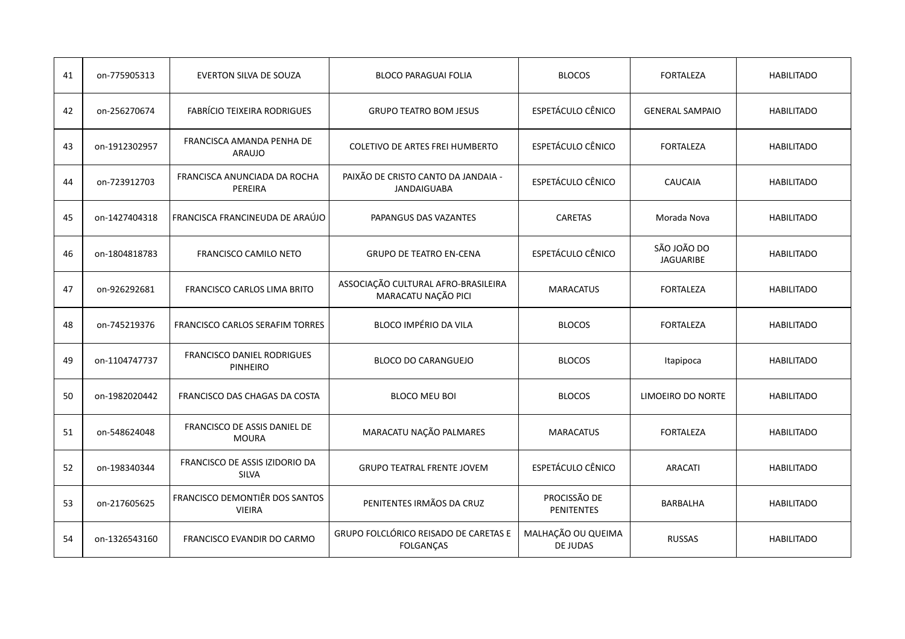| | | | | | | |
|---|---|---|---|---|---|---|
| 41 | on-775905313 | EVERTON SILVA DE SOUZA | BLOCO PARAGUAI FOLIA | BLOCOS | FORTALEZA | HABILITADO |
| 42 | on-256270674 | FABRÍCIO TEIXEIRA RODRIGUES | GRUPO TEATRO BOM JESUS | ESPETÁCULO CÊNICO | GENERAL SAMPAIO | HABILITADO |
| 43 | on-1912302957 | FRANCISCA AMANDA PENHA DE ARAUJO | COLETIVO DE ARTES FREI HUMBERTO | ESPETÁCULO CÊNICO | FORTALEZA | HABILITADO |
| 44 | on-723912703 | FRANCISCA ANUNCIADA DA ROCHA PEREIRA | PAIXÃO DE CRISTO CANTO DA JANDAIA - JANDAIGUABA | ESPETÁCULO CÊNICO | CAUCAIA | HABILITADO |
| 45 | on-1427404318 | FRANCISCA FRANCINEUDA DE ARAÚJO | PAPANGUS DAS VAZANTES | CARETAS | Morada Nova | HABILITADO |
| 46 | on-1804818783 | FRANCISCO CAMILO NETO | GRUPO DE TEATRO EN-CENA | ESPETÁCULO CÊNICO | SÃO JOÃO DO JAGUARIBE | HABILITADO |
| 47 | on-926292681 | FRANCISCO CARLOS LIMA BRITO | ASSOCIAÇÃO CULTURAL AFRO-BRASILEIRA MARACATU NAÇÃO PICI | MARACATUS | FORTALEZA | HABILITADO |
| 48 | on-745219376 | FRANCISCO CARLOS SERAFIM TORRES | BLOCO IMPÉRIO DA VILA | BLOCOS | FORTALEZA | HABILITADO |
| 49 | on-1104747737 | FRANCISCO DANIEL RODRIGUES PINHEIRO | BLOCO DO CARANGUEJO | BLOCOS | Itapipoca | HABILITADO |
| 50 | on-1982020442 | FRANCISCO DAS CHAGAS DA COSTA | BLOCO MEU BOI | BLOCOS | LIMOEIRO DO NORTE | HABILITADO |
| 51 | on-548624048 | FRANCISCO DE ASSIS DANIEL DE MOURA | MARACATU NAÇÃO PALMARES | MARACATUS | FORTALEZA | HABILITADO |
| 52 | on-198340344 | FRANCISCO DE ASSIS IZIDORIO DA SILVA | GRUPO TEATRAL FRENTE JOVEM | ESPETÁCULO CÊNICO | ARACATI | HABILITADO |
| 53 | on-217605625 | FRANCISCO DEMONTIÊR DOS SANTOS VIEIRA | PENITENTES IRMÃOS DA CRUZ | PROCISSÃO DE PENITENTES | BARBALHA | HABILITADO |
| 54 | on-1326543160 | FRANCISCO EVANDIR DO CARMO | GRUPO FOLCLÓRICO REISADO DE CARETAS E FOLGANÇAS | MALHAÇÃO OU QUEIMA DE JUDAS | RUSSAS | HABILITADO |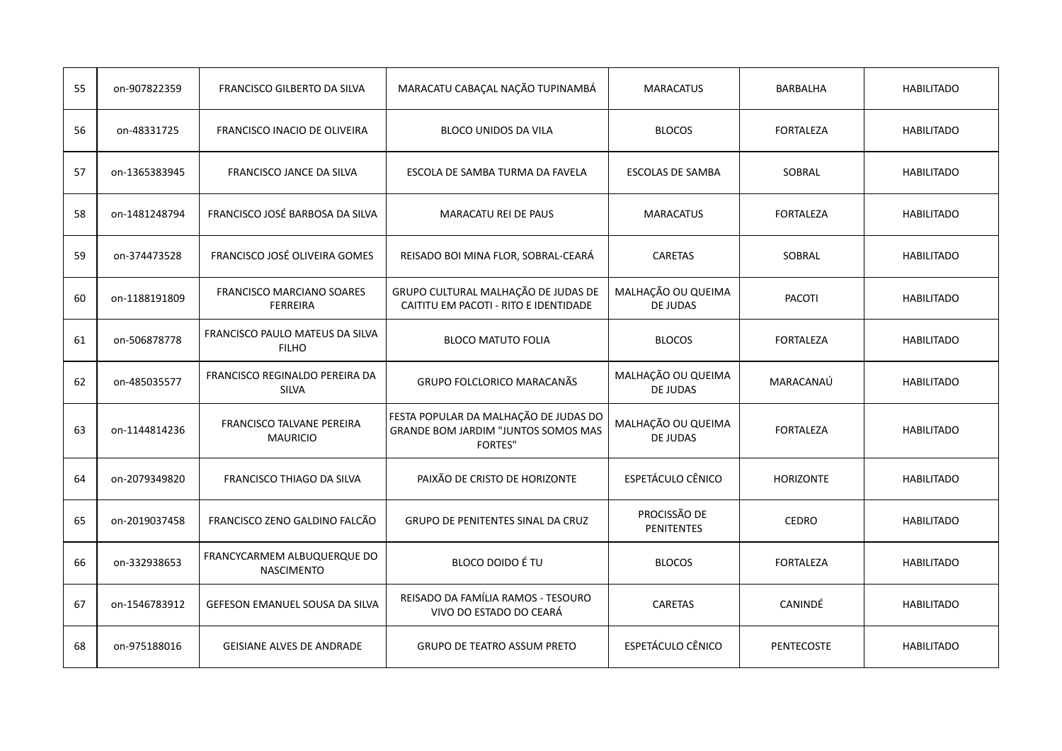| 55 | on-907822359 | FRANCISCO GILBERTO DA SILVA | MARACATU CABAÇAL NAÇÃO TUPINAMBÁ | MARACATUS | BARBALHA | HABILITADO |
|---|---|---|---|---|---|---|
| 56 | on-48331725 | FRANCISCO INACIO DE OLIVEIRA | BLOCO UNIDOS DA VILA | BLOCOS | FORTALEZA | HABILITADO |
| 57 | on-1365383945 | FRANCISCO JANCE DA SILVA | ESCOLA DE SAMBA TURMA DA FAVELA | ESCOLAS DE SAMBA | SOBRAL | HABILITADO |
| 58 | on-1481248794 | FRANCISCO JOSÉ BARBOSA DA SILVA | MARACATU REI DE PAUS | MARACATUS | FORTALEZA | HABILITADO |
| 59 | on-374473528 | FRANCISCO JOSÉ OLIVEIRA GOMES | REISADO BOI MINA FLOR, SOBRAL-CEARÁ | CARETAS | SOBRAL | HABILITADO |
| 60 | on-1188191809 | FRANCISCO MARCIANO SOARES FERREIRA | GRUPO CULTURAL MALHAÇÃO DE JUDAS DE CAITITU EM PACOTI - RITO E IDENTIDADE | MALHAÇÃO OU QUEIMA DE JUDAS | PACOTI | HABILITADO |
| 61 | on-506878778 | FRANCISCO PAULO MATEUS DA SILVA FILHO | BLOCO MATUTO FOLIA | BLOCOS | FORTALEZA | HABILITADO |
| 62 | on-485035577 | FRANCISCO REGINALDO PEREIRA DA SILVA | GRUPO FOLCLORICO MARACANÃS | MALHAÇÃO OU QUEIMA DE JUDAS | MARACANAÚ | HABILITADO |
| 63 | on-1144814236 | FRANCISCO TALVANE PEREIRA MAURICIO | FESTA POPULAR DA MALHAÇÃO DE JUDAS DO GRANDE BOM JARDIM "JUNTOS SOMOS MAS FORTES" | MALHAÇÃO OU QUEIMA DE JUDAS | FORTALEZA | HABILITADO |
| 64 | on-2079349820 | FRANCISCO THIAGO DA SILVA | PAIXÃO DE CRISTO DE HORIZONTE | ESPETÁCULO CÊNICO | HORIZONTE | HABILITADO |
| 65 | on-2019037458 | FRANCISCO ZENO GALDINO FALCÃO | GRUPO DE PENITENTES SINAL DA CRUZ | PROCISSÃO DE PENITENTES | CEDRO | HABILITADO |
| 66 | on-332938653 | FRANCYCARMEM ALBUQUERQUE DO NASCIMENTO | BLOCO DOIDO É TU | BLOCOS | FORTALEZA | HABILITADO |
| 67 | on-1546783912 | GEFESON EMANUEL SOUSA DA SILVA | REISADO DA FAMÍLIA RAMOS - TESOURO VIVO DO ESTADO DO CEARÁ | CARETAS | CANINDÉ | HABILITADO |
| 68 | on-975188016 | GEISIANE ALVES DE ANDRADE | GRUPO DE TEATRO ASSUM PRETO | ESPETÁCULO CÊNICO | PENTECOSTE | HABILITADO |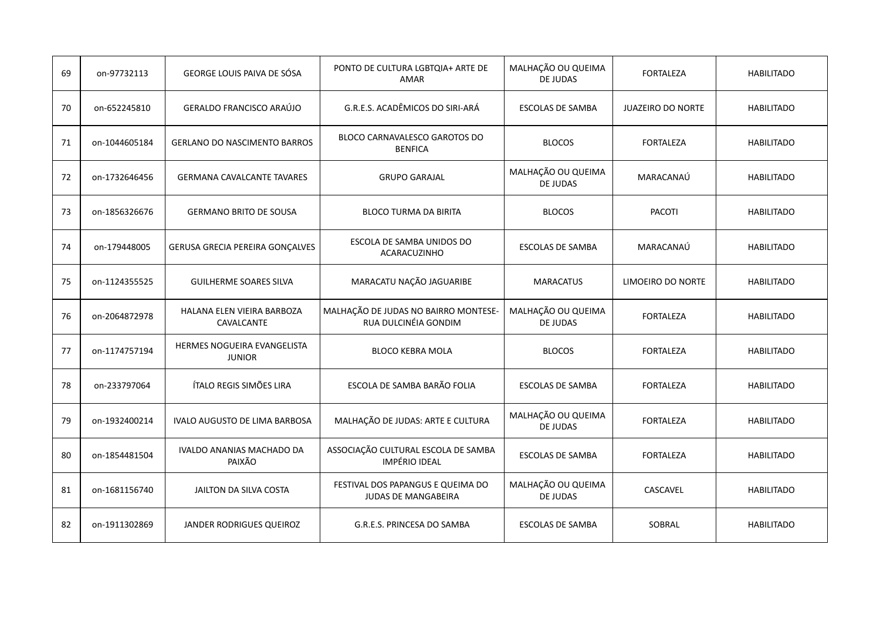| 69 | on-97732113 | GEORGE LOUIS PAIVA DE SÓSA | PONTO DE CULTURA LGBTQIA+ ARTE DE AMAR | MALHAÇÃO OU QUEIMA DE JUDAS | FORTALEZA | HABILITADO |
|---|---|---|---|---|---|---|
| 70 | on-652245810 | GERALDO FRANCISCO ARAÚJO | G.R.E.S. ACADÊMICOS DO SIRI-ARÁ | ESCOLAS DE SAMBA | JUAZEIRO DO NORTE | HABILITADO |
| 71 | on-1044605184 | GERLANO DO NASCIMENTO BARROS | BLOCO CARNAVALESCO GAROTOS DO BENFICA | BLOCOS | FORTALEZA | HABILITADO |
| 72 | on-1732646456 | GERMANA CAVALCANTE TAVARES | GRUPO GARAJAL | MALHAÇÃO OU QUEIMA DE JUDAS | MARACANAÚ | HABILITADO |
| 73 | on-1856326676 | GERMANO BRITO DE SOUSA | BLOCO TURMA DA BIRITA | BLOCOS | PACOTI | HABILITADO |
| 74 | on-179448005 | GERUSA GRECIA PEREIRA GONÇALVES | ESCOLA DE SAMBA UNIDOS DO ACARACUZINHO | ESCOLAS DE SAMBA | MARACANAÚ | HABILITADO |
| 75 | on-1124355525 | GUILHERME SOARES SILVA | MARACATU NAÇÃO JAGUARIBE | MARACATUS | LIMOEIRO DO NORTE | HABILITADO |
| 76 | on-2064872978 | HALANA ELEN VIEIRA BARBOZA CAVALCANTE | MALHAÇÃO DE JUDAS NO BAIRRO MONTESE-RUA DULCINÉIA GONDIM | MALHAÇÃO OU QUEIMA DE JUDAS | FORTALEZA | HABILITADO |
| 77 | on-1174757194 | HERMES NOGUEIRA EVANGELISTA JUNIOR | BLOCO KEBRA MOLA | BLOCOS | FORTALEZA | HABILITADO |
| 78 | on-233797064 | ÍTALO REGIS SIMÕES LIRA | ESCOLA DE SAMBA BARÃO FOLIA | ESCOLAS DE SAMBA | FORTALEZA | HABILITADO |
| 79 | on-1932400214 | IVALO AUGUSTO DE LIMA BARBOSA | MALHAÇÃO DE JUDAS: ARTE E CULTURA | MALHAÇÃO OU QUEIMA DE JUDAS | FORTALEZA | HABILITADO |
| 80 | on-1854481504 | IVALDO ANANIAS MACHADO DA PAIXÃO | ASSOCIAÇÃO CULTURAL ESCOLA DE SAMBA IMPÉRIO IDEAL | ESCOLAS DE SAMBA | FORTALEZA | HABILITADO |
| 81 | on-1681156740 | JAILTON DA SILVA COSTA | FESTIVAL DOS PAPANGUS E QUEIMA DO JUDAS DE MANGABEIRA | MALHAÇÃO OU QUEIMA DE JUDAS | CASCAVEL | HABILITADO |
| 82 | on-1911302869 | JANDER RODRIGUES QUEIROZ | G.R.E.S. PRINCESA DO SAMBA | ESCOLAS DE SAMBA | SOBRAL | HABILITADO |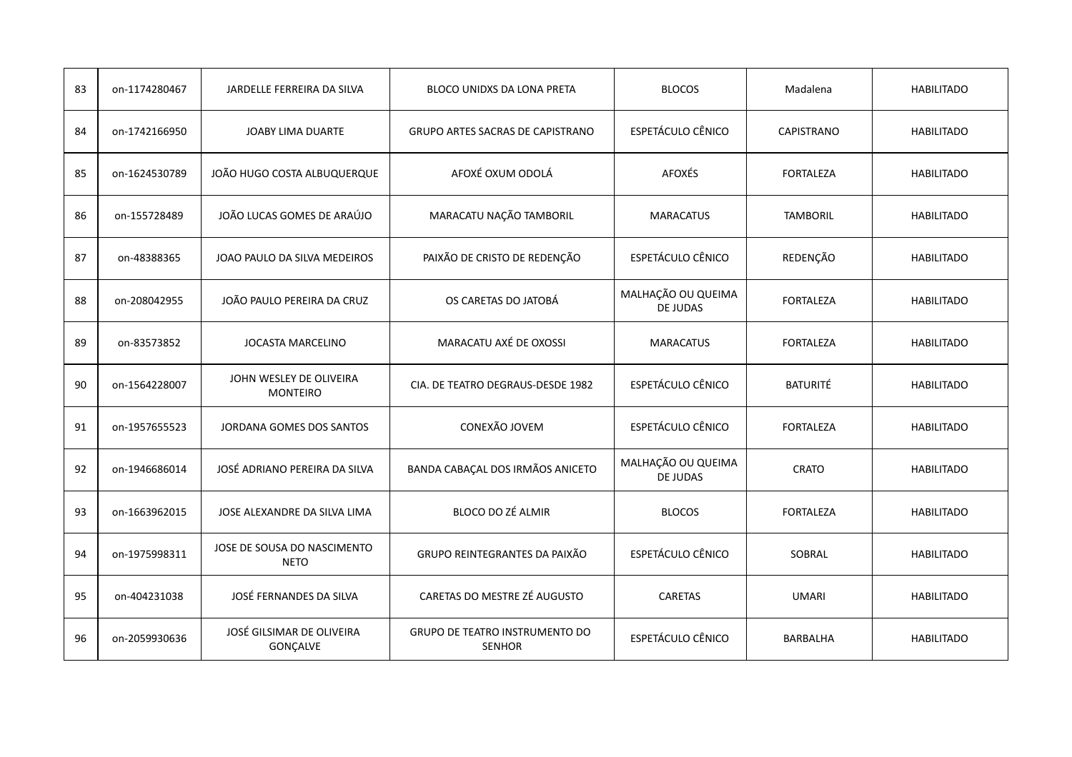| 83 | on-1174280467 | JARDELLE FERREIRA DA SILVA | BLOCO UNIDXS DA LONA PRETA | BLOCOS | Madalena | HABILITADO |
|---|---|---|---|---|---|---|
| 84 | on-1742166950 | JOABY LIMA DUARTE | GRUPO ARTES SACRAS DE CAPISTRANO | ESPETÁCULO CÊNICO | CAPISTRANO | HABILITADO |
| 85 | on-1624530789 | JOÃO HUGO COSTA ALBUQUERQUE | AFOXÉ OXUM ODOLÁ | AFOXÉS | FORTALEZA | HABILITADO |
| 86 | on-155728489 | JOÃO LUCAS GOMES DE ARAÚJO | MARACATU NAÇÃO TAMBORIL | MARACATUS | TAMBORIL | HABILITADO |
| 87 | on-48388365 | JOAO PAULO DA SILVA MEDEIROS | PAIXÃO DE CRISTO DE REDENÇÃO | ESPETÁCULO CÊNICO | REDENÇÃO | HABILITADO |
| 88 | on-208042955 | JOÃO PAULO PEREIRA DA CRUZ | OS CARETAS DO JATOBÁ | MALHAÇÃO OU QUEIMA DE JUDAS | FORTALEZA | HABILITADO |
| 89 | on-83573852 | JOCASTA MARCELINO | MARACATU AXÉ DE OXOSSI | MARACATUS | FORTALEZA | HABILITADO |
| 90 | on-1564228007 | JOHN WESLEY DE OLIVEIRA MONTEIRO | CIA. DE TEATRO DEGRAUS-DESDE 1982 | ESPETÁCULO CÊNICO | BATURITÉ | HABILITADO |
| 91 | on-1957655523 | JORDANA GOMES DOS SANTOS | CONEXÃO JOVEM | ESPETÁCULO CÊNICO | FORTALEZA | HABILITADO |
| 92 | on-1946686014 | JOSÉ ADRIANO PEREIRA DA SILVA | BANDA CABAÇAL DOS IRMÃOS ANICETO | MALHAÇÃO OU QUEIMA DE JUDAS | CRATO | HABILITADO |
| 93 | on-1663962015 | JOSE ALEXANDRE DA SILVA LIMA | BLOCO DO ZÉ ALMIR | BLOCOS | FORTALEZA | HABILITADO |
| 94 | on-1975998311 | JOSE DE SOUSA DO NASCIMENTO NETO | GRUPO REINTEGRANTES DA PAIXÃO | ESPETÁCULO CÊNICO | SOBRAL | HABILITADO |
| 95 | on-404231038 | JOSÉ FERNANDES DA SILVA | CARETAS DO MESTRE ZÉ AUGUSTO | CARETAS | UMARI | HABILITADO |
| 96 | on-2059930636 | JOSÉ GILSIMAR DE OLIVEIRA GONÇALVE | GRUPO DE TEATRO INSTRUMENTO DO SENHOR | ESPETÁCULO CÊNICO | BARBALHA | HABILITADO |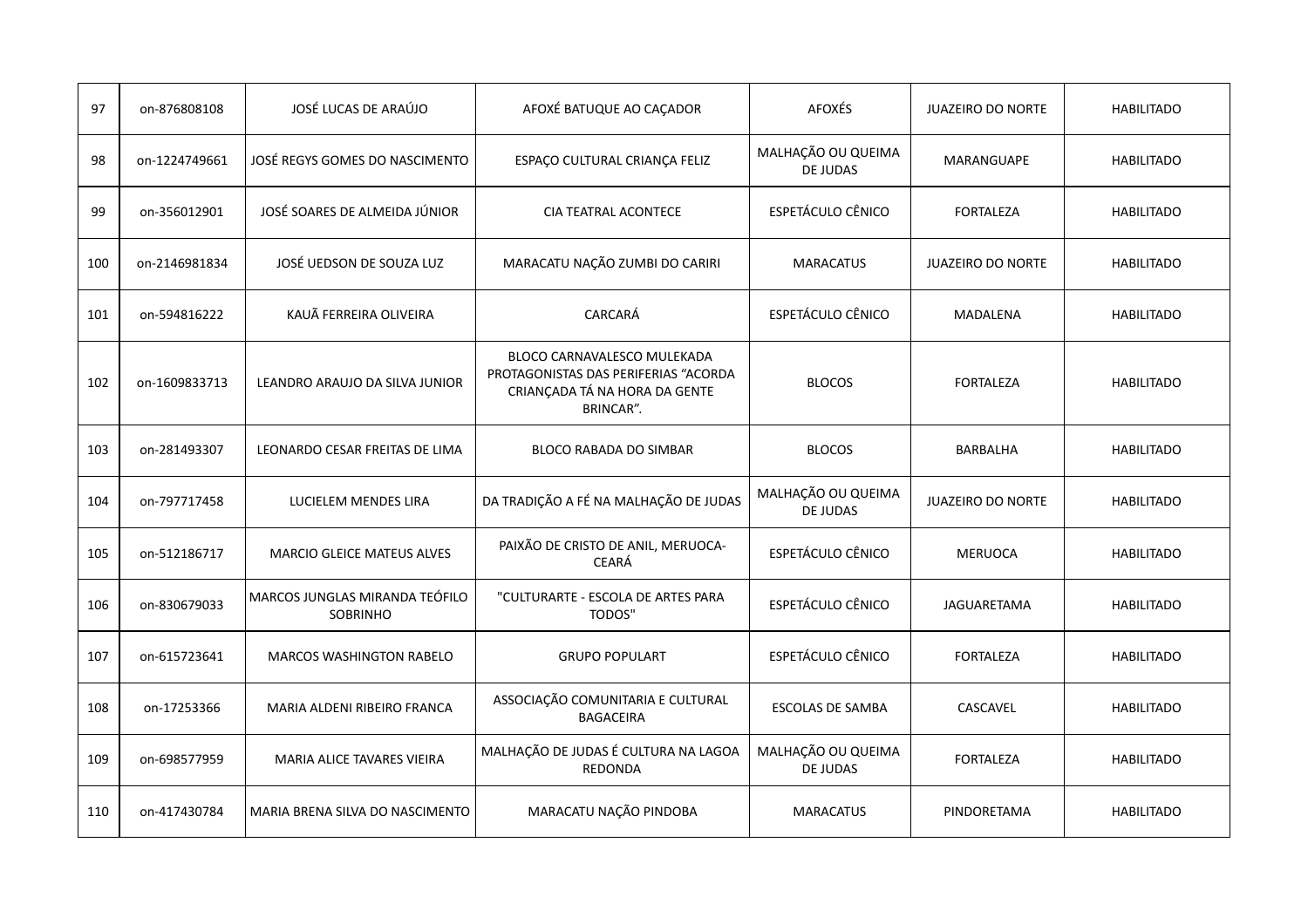| 97 | on-876808108 | JOSÉ LUCAS DE ARAÚJO | AFOXÉ BATUQUE AO CAÇADOR | AFOXÉS | JUAZEIRO DO NORTE | HABILITADO |
|---|---|---|---|---|---|---|
| 98 | on-1224749661 | JOSÉ REGYS GOMES DO NASCIMENTO | ESPAÇO CULTURAL CRIANÇA FELIZ | MALHAÇÃO OU QUEIMA DE JUDAS | MARANGUAPE | HABILITADO |
| 99 | on-356012901 | JOSÉ SOARES DE ALMEIDA JÚNIOR | CIA TEATRAL ACONTECE | ESPETÁCULO CÊNICO | FORTALEZA | HABILITADO |
| 100 | on-2146981834 | JOSÉ UEDSON DE SOUZA LUZ | MARACATU NAÇÃO ZUMBI DO CARIRI | MARACATUS | JUAZEIRO DO NORTE | HABILITADO |
| 101 | on-594816222 | KAUÃ FERREIRA OLIVEIRA | CARCARÁ | ESPETÁCULO CÊNICO | MADALENA | HABILITADO |
| 102 | on-1609833713 | LEANDRO ARAUJO DA SILVA JUNIOR | BLOCO CARNAVALESCO MULEKADA PROTAGONISTAS DAS PERIFERIAS “ACORDA CRIANÇADA TÁ NA HORA DA GENTE BRINCAR”. | BLOCOS | FORTALEZA | HABILITADO |
| 103 | on-281493307 | LEONARDO CESAR FREITAS DE LIMA | BLOCO RABADA DO SIMBAR | BLOCOS | BARBALHA | HABILITADO |
| 104 | on-797717458 | LUCIELEM MENDES LIRA | DA TRADIÇÃO A FÉ NA MALHAÇÃO DE JUDAS | MALHAÇÃO OU QUEIMA DE JUDAS | JUAZEIRO DO NORTE | HABILITADO |
| 105 | on-512186717 | MARCIO GLEICE MATEUS ALVES | PAIXÃO DE CRISTO DE ANIL, MERUOCA-CEARÁ | ESPETÁCULO CÊNICO | MERUOCA | HABILITADO |
| 106 | on-830679033 | MARCOS JUNGLAS MIRANDA TEÓFILO SOBRINHO | "CULTURARTE - ESCOLA DE ARTES PARA TODOS" | ESPETÁCULO CÊNICO | JAGUARETAMA | HABILITADO |
| 107 | on-615723641 | MARCOS WASHINGTON RABELO | GRUPO POPULART | ESPETÁCULO CÊNICO | FORTALEZA | HABILITADO |
| 108 | on-17253366 | MARIA ALDENI RIBEIRO FRANCA | ASSOCIAÇÃO COMUNITARIA E CULTURAL BAGACEIRA | ESCOLAS DE SAMBA | CASCAVEL | HABILITADO |
| 109 | on-698577959 | MARIA ALICE TAVARES VIEIRA | MALHAÇÃO DE JUDAS É CULTURA NA LAGOA REDONDA | MALHAÇÃO OU QUEIMA DE JUDAS | FORTALEZA | HABILITADO |
| 110 | on-417430784 | MARIA BRENA SILVA DO NASCIMENTO | MARACATU NAÇÃO PINDOBA | MARACATUS | PINDORETAMA | HABILITADO |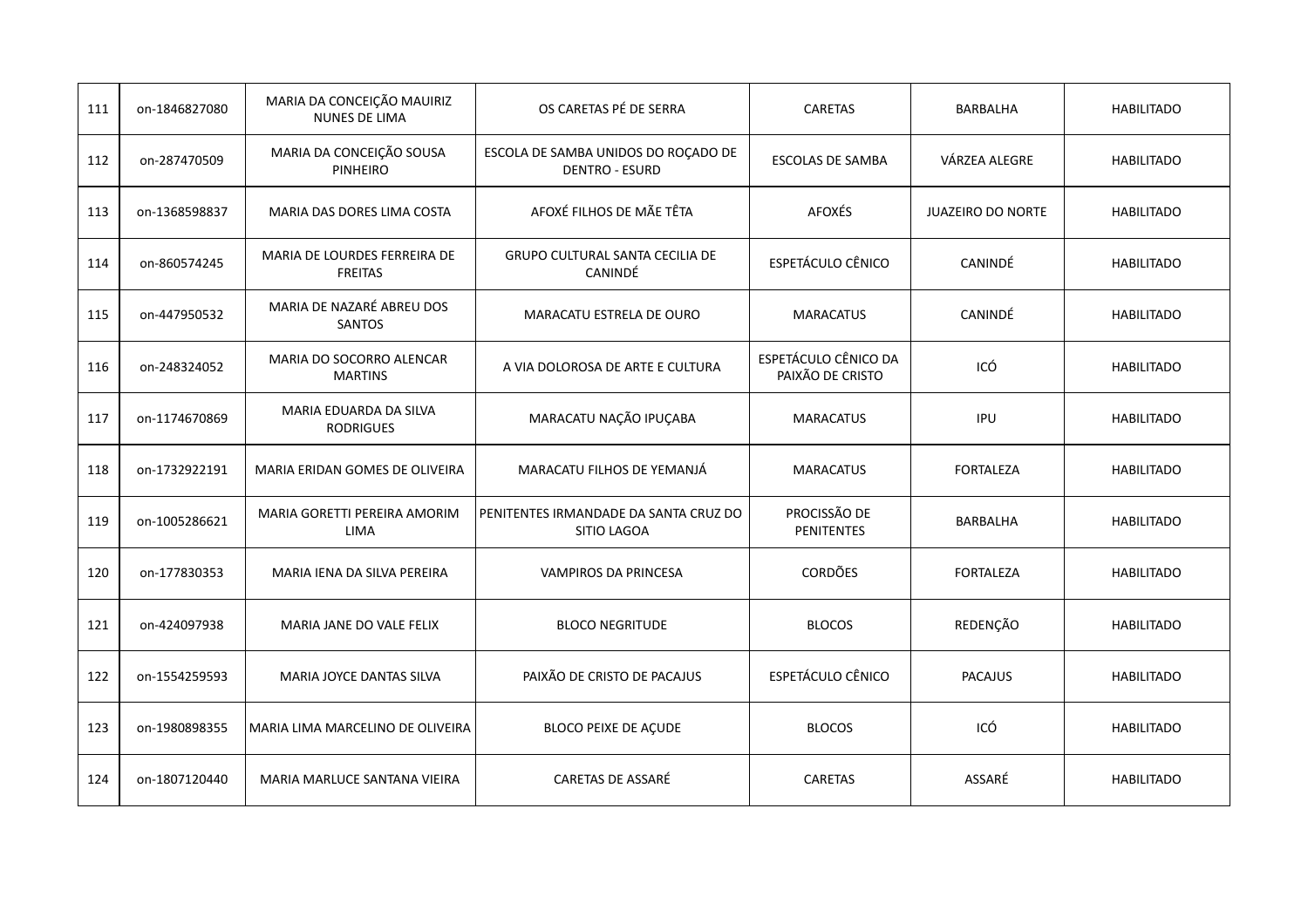| 111 | on-1846827080 | MARIA DA CONCEIÇÃO MAUIRIZ NUNES DE LIMA | OS CARETAS PÉ DE SERRA | CARETAS | BARBALHA | HABILITADO |
|---|---|---|---|---|---|---|
| 112 | on-287470509 | MARIA DA CONCEIÇÃO SOUSA PINHEIRO | ESCOLA DE SAMBA UNIDOS DO ROÇADO DE DENTRO - ESURD | ESCOLAS DE SAMBA | VÁRZEA ALEGRE | HABILITADO |
| 113 | on-1368598837 | MARIA DAS DORES LIMA COSTA | AFOXÉ FILHOS DE MÃE TÊTA | AFOXÉS | JUAZEIRO DO NORTE | HABILITADO |
| 114 | on-860574245 | MARIA DE LOURDES FERREIRA DE FREITAS | GRUPO CULTURAL SANTA CECILIA DE CANINDÉ | ESPETÁCULO CÊNICO | CANINDÉ | HABILITADO |
| 115 | on-447950532 | MARIA DE NAZARÉ ABREU DOS SANTOS | MARACATU ESTRELA DE OURO | MARACATUS | CANINDÉ | HABILITADO |
| 116 | on-248324052 | MARIA DO SOCORRO ALENCAR MARTINS | A VIA DOLOROSA DE ARTE E CULTURA | ESPETÁCULO CÊNICO DA PAIXÃO DE CRISTO | ICÓ | HABILITADO |
| 117 | on-1174670869 | MARIA EDUARDA DA SILVA RODRIGUES | MARACATU NAÇÃO IPUÇABA | MARACATUS | IPU | HABILITADO |
| 118 | on-1732922191 | MARIA ERIDAN GOMES DE OLIVEIRA | MARACATU FILHOS DE YEMANJÁ | MARACATUS | FORTALEZA | HABILITADO |
| 119 | on-1005286621 | MARIA GORETTI PEREIRA AMORIM LIMA | PENITENTES IRMANDADE DA SANTA CRUZ DO SITIO LAGOA | PROCISSÃO DE PENITENTES | BARBALHA | HABILITADO |
| 120 | on-177830353 | MARIA IENA DA SILVA PEREIRA | VAMPIROS DA PRINCESA | CORDÕES | FORTALEZA | HABILITADO |
| 121 | on-424097938 | MARIA JANE DO VALE FELIX | BLOCO NEGRITUDE | BLOCOS | REDENÇÃO | HABILITADO |
| 122 | on-1554259593 | MARIA JOYCE DANTAS SILVA | PAIXÃO DE CRISTO DE PACAJUS | ESPETÁCULO CÊNICO | PACAJUS | HABILITADO |
| 123 | on-1980898355 | MARIA LIMA MARCELINO DE OLIVEIRA | BLOCO PEIXE DE AÇUDE | BLOCOS | ICÓ | HABILITADO |
| 124 | on-1807120440 | MARIA MARLUCE SANTANA VIEIRA | CARETAS DE ASSARÉ | CARETAS | ASSARÉ | HABILITADO |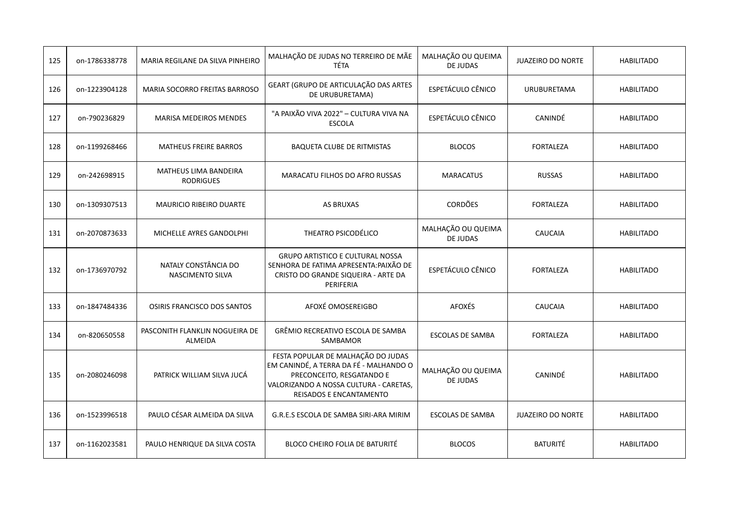| 125 | on-1786338778 | MARIA REGILANE DA SILVA PINHEIRO | MALHAÇÃO DE JUDAS NO TERREIRO DE MÃE TÉTA | MALHAÇÃO OU QUEIMA DE JUDAS | JUAZEIRO DO NORTE | HABILITADO |
|---|---|---|---|---|---|---|
| 126 | on-1223904128 | MARIA SOCORRO FREITAS BARROSO | GEART (GRUPO DE ARTICULAÇÃO DAS ARTES DE URUBURETAMA) | ESPETÁCULO CÊNICO | URUBURETAMA | HABILITADO |
| 127 | on-790236829 | MARISA MEDEIROS MENDES | "A PAIXÃO VIVA 2022" – CULTURA VIVA NA ESCOLA | ESPETÁCULO CÊNICO | CANINDÉ | HABILITADO |
| 128 | on-1199268466 | MATHEUS FREIRE BARROS | BAQUETA CLUBE DE RITMISTAS | BLOCOS | FORTALEZA | HABILITADO |
| 129 | on-242698915 | MATHEUS LIMA BANDEIRA RODRIGUES | MARACATU FILHOS DO AFRO RUSSAS | MARACATUS | RUSSAS | HABILITADO |
| 130 | on-1309307513 | MAURICIO RIBEIRO DUARTE | AS BRUXAS | CORDÕES | FORTALEZA | HABILITADO |
| 131 | on-2070873633 | MICHELLE AYRES GANDOLPHI | THEATRO PSICODÉLICO | MALHAÇÃO OU QUEIMA DE JUDAS | CAUCAIA | HABILITADO |
| 132 | on-1736970792 | NATALY CONSTÂNCIA DO NASCIMENTO SILVA | GRUPO ARTISTICO E CULTURAL NOSSA SENHORA DE FATIMA APRESENTA:PAIXÃO DE CRISTO DO GRANDE SIQUEIRA - ARTE DA PERIFERIA | ESPETÁCULO CÊNICO | FORTALEZA | HABILITADO |
| 133 | on-1847484336 | OSIRIS FRANCISCO DOS SANTOS | AFOXÉ OMOSEREIGBO | AFOXÉS | CAUCAIA | HABILITADO |
| 134 | on-820650558 | PASCONITH FLANKLIN NOGUEIRA DE ALMEIDA | GRÊMIO RECREATIVO ESCOLA DE SAMBA SAMBAMOR | ESCOLAS DE SAMBA | FORTALEZA | HABILITADO |
| 135 | on-2080246098 | PATRICK WILLIAM SILVA JUCÁ | FESTA POPULAR DE MALHAÇÃO DO JUDAS EM CANINDÉ, A TERRA DA FÉ - MALHANDO O PRECONCEITO, RESGATANDO E VALORIZANDO A NOSSA CULTURA - CARETAS, REISADOS E ENCANTAMENTO | MALHAÇÃO OU QUEIMA DE JUDAS | CANINDÉ | HABILITADO |
| 136 | on-1523996518 | PAULO CÉSAR ALMEIDA DA SILVA | G.R.E.S ESCOLA DE SAMBA SIRI-ARA MIRIM | ESCOLAS DE SAMBA | JUAZEIRO DO NORTE | HABILITADO |
| 137 | on-1162023581 | PAULO HENRIQUE DA SILVA COSTA | BLOCO CHEIRO FOLIA DE BATURITÉ | BLOCOS | BATURITÉ | HABILITADO |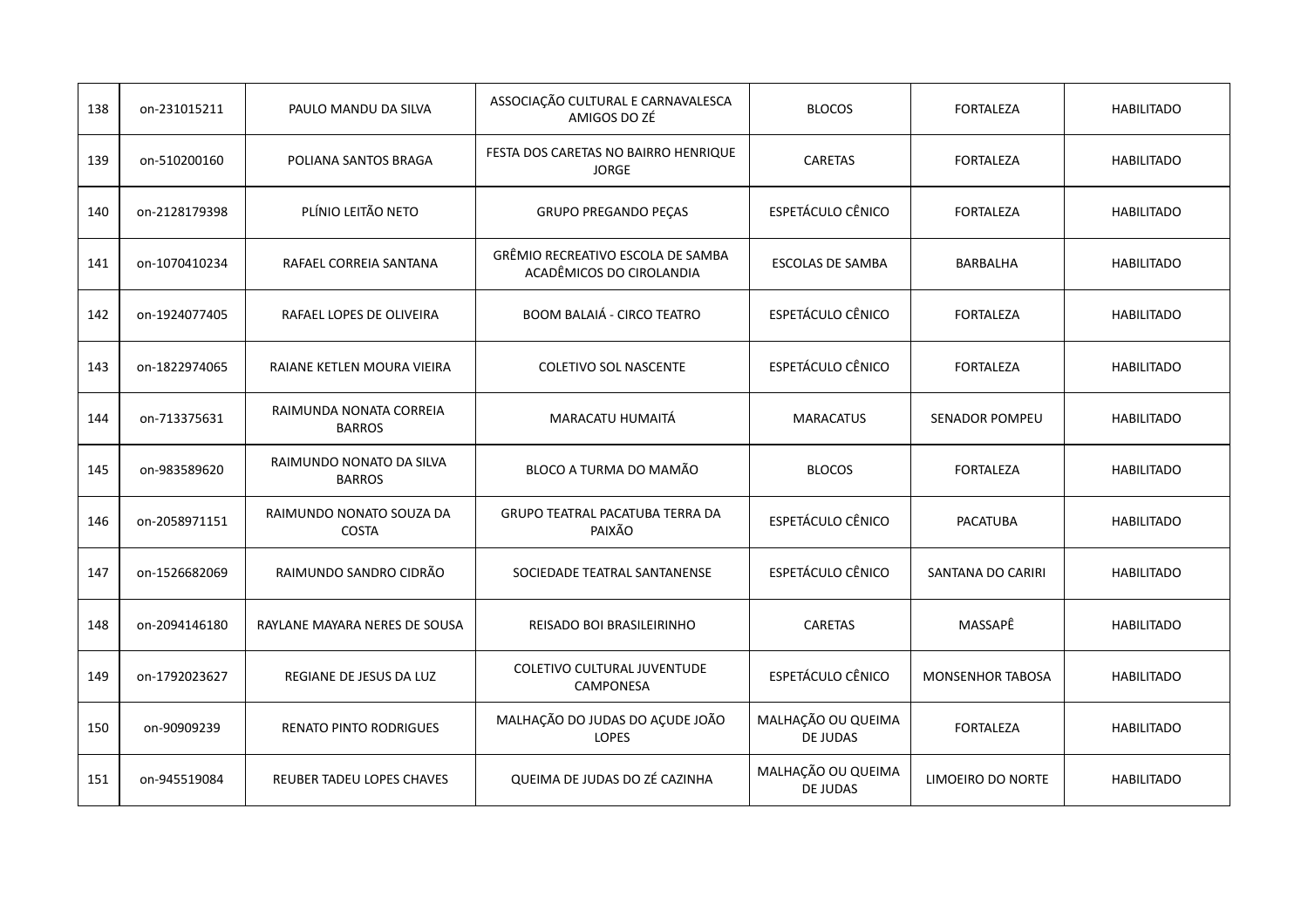| 138 | on-231015211 | PAULO MANDU DA SILVA | ASSOCIAÇÃO CULTURAL E CARNAVALESCA AMIGOS DO ZÉ | BLOCOS | FORTALEZA | HABILITADO |
|---|---|---|---|---|---|---|
| 139 | on-510200160 | POLIANA SANTOS BRAGA | FESTA DOS CARETAS NO BAIRRO HENRIQUE JORGE | CARETAS | FORTALEZA | HABILITADO |
| 140 | on-2128179398 | PLÍNIO LEITÃO NETO | GRUPO PREGANDO PEÇAS | ESPETÁCULO CÊNICO | FORTALEZA | HABILITADO |
| 141 | on-1070410234 | RAFAEL CORREIA SANTANA | GRÊMIO RECREATIVO ESCOLA DE SAMBA ACADÊMICOS DO CIROLANDIA | ESCOLAS DE SAMBA | BARBALHA | HABILITADO |
| 142 | on-1924077405 | RAFAEL LOPES DE OLIVEIRA | BOOM BALAIÁ - CIRCO TEATRO | ESPETÁCULO CÊNICO | FORTALEZA | HABILITADO |
| 143 | on-1822974065 | RAIANE KETLEN MOURA VIEIRA | COLETIVO SOL NASCENTE | ESPETÁCULO CÊNICO | FORTALEZA | HABILITADO |
| 144 | on-713375631 | RAIMUNDA NONATA CORREIA BARROS | MARACATU HUMAITÁ | MARACATUS | SENADOR POMPEU | HABILITADO |
| 145 | on-983589620 | RAIMUNDO NONATO DA SILVA BARROS | BLOCO A TURMA DO MAMÃO | BLOCOS | FORTALEZA | HABILITADO |
| 146 | on-2058971151 | RAIMUNDO NONATO SOUZA DA COSTA | GRUPO TEATRAL PACATUBA TERRA DA PAIXÃO | ESPETÁCULO CÊNICO | PACATUBA | HABILITADO |
| 147 | on-1526682069 | RAIMUNDO SANDRO CIDRÃO | SOCIEDADE TEATRAL SANTANENSE | ESPETÁCULO CÊNICO | SANTANA DO CARIRI | HABILITADO |
| 148 | on-2094146180 | RAYLANE MAYARA NERES DE SOUSA | REISADO BOI BRASILEIRINHO | CARETAS | MASSAPÊ | HABILITADO |
| 149 | on-1792023627 | REGIANE DE JESUS DA LUZ | COLETIVO CULTURAL JUVENTUDE CAMPONESA | ESPETÁCULO CÊNICO | MONSENHOR TABOSA | HABILITADO |
| 150 | on-90909239 | RENATO PINTO RODRIGUES | MALHAÇÃO DO JUDAS DO AÇUDE JOÃO LOPES | MALHAÇÃO OU QUEIMA DE JUDAS | FORTALEZA | HABILITADO |
| 151 | on-945519084 | REUBER TADEU LOPES CHAVES | QUEIMA DE JUDAS DO ZÉ CAZINHA | MALHAÇÃO OU QUEIMA DE JUDAS | LIMOEIRO DO NORTE | HABILITADO |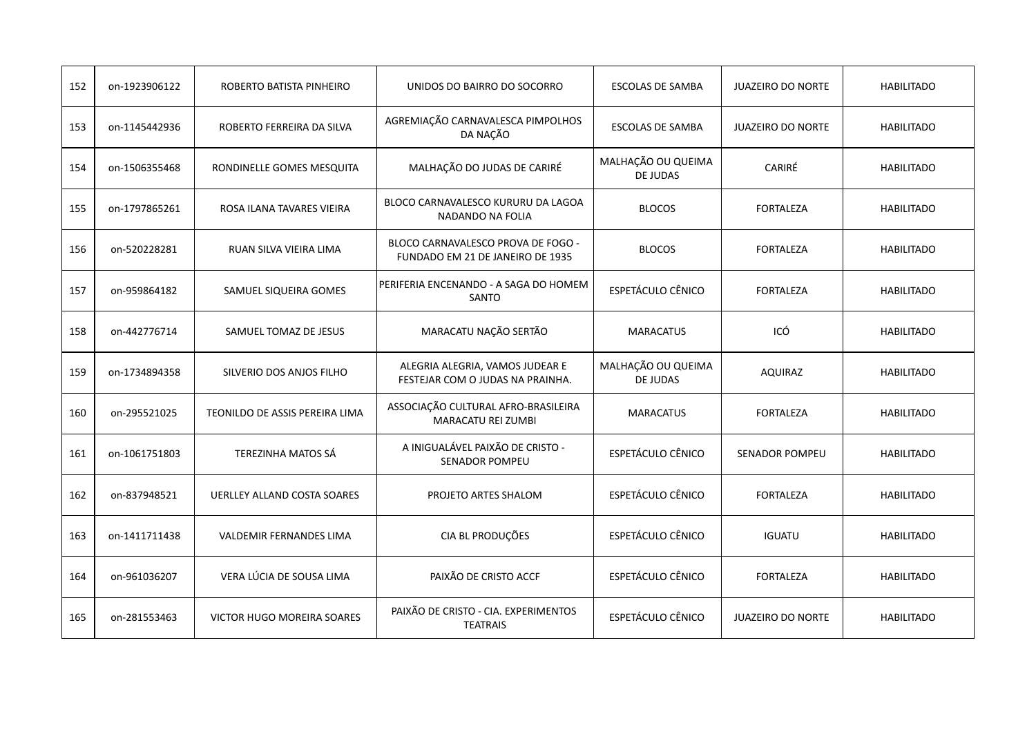| 152 | on-1923906122 | ROBERTO BATISTA PINHEIRO | UNIDOS DO BAIRRO DO SOCORRO | ESCOLAS DE SAMBA | JUAZEIRO DO NORTE | HABILITADO |
|---|---|---|---|---|---|---|
| 153 | on-1145442936 | ROBERTO FERREIRA DA SILVA | AGREMIAÇÃO CARNAVALESCA PIMPOLHOS DA NAÇÃO | ESCOLAS DE SAMBA | JUAZEIRO DO NORTE | HABILITADO |
| 154 | on-1506355468 | RONDINELLE GOMES MESQUITA | MALHAÇÃO DO JUDAS DE CARIRÉ | MALHAÇÃO OU QUEIMA DE JUDAS | CARIRÉ | HABILITADO |
| 155 | on-1797865261 | ROSA ILANA TAVARES VIEIRA | BLOCO CARNAVALESCO KURURU DA LAGOA NADANDO NA FOLIA | BLOCOS | FORTALEZA | HABILITADO |
| 156 | on-520228281 | RUAN SILVA VIEIRA LIMA | BLOCO CARNAVALESCO PROVA DE FOGO - FUNDADO EM 21 DE JANEIRO DE 1935 | BLOCOS | FORTALEZA | HABILITADO |
| 157 | on-959864182 | SAMUEL SIQUEIRA GOMES | PERIFERIA ENCENANDO - A SAGA DO HOMEM SANTO | ESPETÁCULO CÊNICO | FORTALEZA | HABILITADO |
| 158 | on-442776714 | SAMUEL TOMAZ DE JESUS | MARACATU NAÇÃO SERTÃO | MARACATUS | ICÓ | HABILITADO |
| 159 | on-1734894358 | SILVERIO DOS ANJOS FILHO | ALEGRIA ALEGRIA, VAMOS JUDEAR E FESTEJAR COM O JUDAS NA PRAINHA. | MALHAÇÃO OU QUEIMA DE JUDAS | AQUIRAZ | HABILITADO |
| 160 | on-295521025 | TEONILDO DE ASSIS PEREIRA LIMA | ASSOCIAÇÃO CULTURAL AFRO-BRASILEIRA MARACATU REI ZUMBI | MARACATUS | FORTALEZA | HABILITADO |
| 161 | on-1061751803 | TEREZINHA MATOS SÁ | A INIGUALÁVEL PAIXÃO DE CRISTO - SENADOR POMPEU | ESPETÁCULO CÊNICO | SENADOR POMPEU | HABILITADO |
| 162 | on-837948521 | UERLLEY ALLAND COSTA SOARES | PROJETO ARTES SHALOM | ESPETÁCULO CÊNICO | FORTALEZA | HABILITADO |
| 163 | on-1411711438 | VALDEMIR FERNANDES LIMA | CIA BL PRODUÇÕES | ESPETÁCULO CÊNICO | IGUATU | HABILITADO |
| 164 | on-961036207 | VERA LÚCIA DE SOUSA LIMA | PAIXÃO DE CRISTO ACCF | ESPETÁCULO CÊNICO | FORTALEZA | HABILITADO |
| 165 | on-281553463 | VICTOR HUGO MOREIRA SOARES | PAIXÃO DE CRISTO - CIA. EXPERIMENTOS TEATRAIS | ESPETÁCULO CÊNICO | JUAZEIRO DO NORTE | HABILITADO |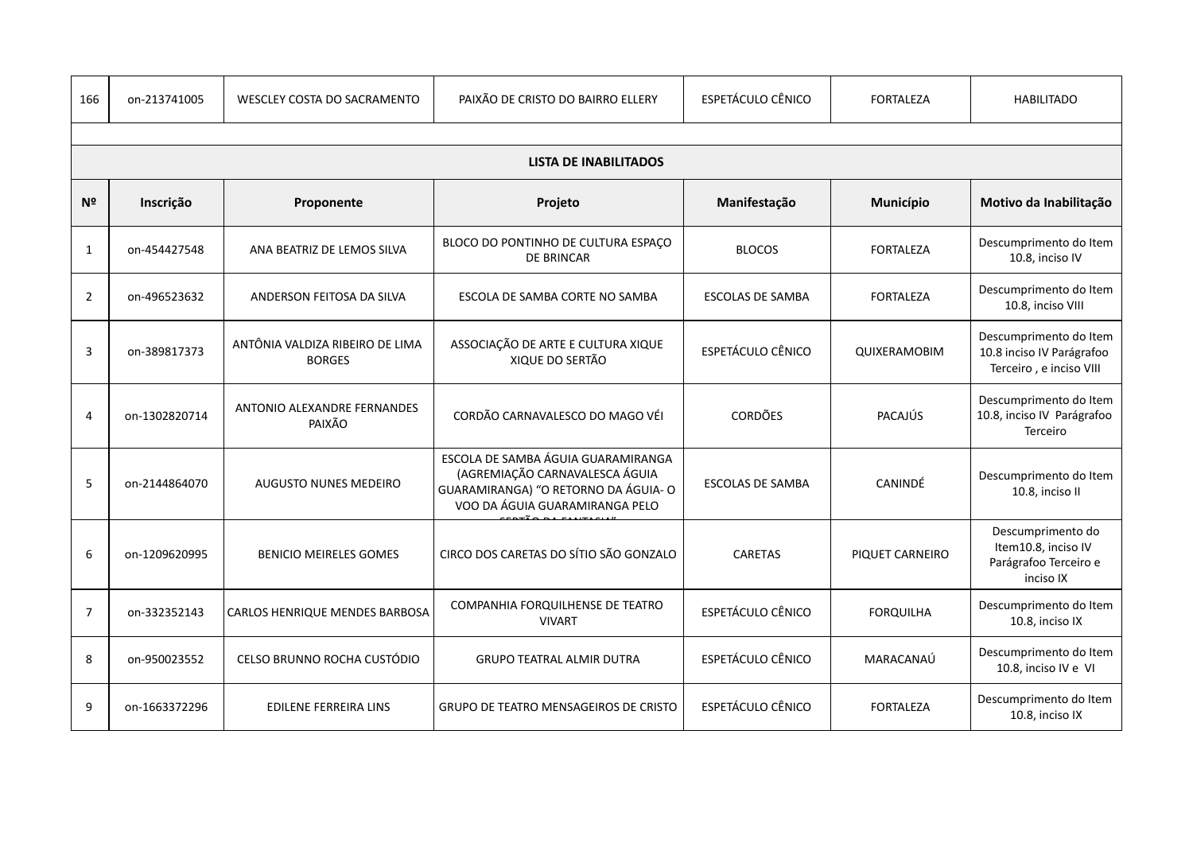| 166 | on-213741005 | WESCLEY COSTA DO SACRAMENTO | PAIXÃO DE CRISTO DO BAIRRO ELLERY | ESPETÁCULO CÊNICO | FORTALEZA | HABILITADO |
|---|---|---|---|---|---|---|

**LISTA DE INABILITADOS**

| Nº | Inscrição | Proponente | Projeto | Manifestação | Município | Motivo da Inabilitação |
|---|---|---|---|---|---|---|
| 1 | on-454427548 | ANA BEATRIZ DE LEMOS SILVA | BLOCO DO PONTINHO DE CULTURA ESPAÇO DE BRINCAR | BLOCOS | FORTALEZA | Descumprimento do Item 10.8, inciso IV |
| 2 | on-496523632 | ANDERSON FEITOSA DA SILVA | ESCOLA DE SAMBA CORTE NO SAMBA | ESCOLAS DE SAMBA | FORTALEZA | Descumprimento do Item 10.8, inciso VIII |
| 3 | on-389817373 | ANTÔNIA VALDIZA RIBEIRO DE LIMA BORGES | ASSOCIAÇÃO DE ARTE E CULTURA XIQUE XIQUE DO SERTÃO | ESPETÁCULO CÊNICO | QUIXERAMOBIM | Descumprimento do Item 10.8 inciso IV Parágrafoo Terceiro , e inciso VIII |
| 4 | on-1302820714 | ANTONIO ALEXANDRE FERNANDES PAIXÃO | CORDÃO CARNAVALESCO DO MAGO VÉI | CORDÕES | PACAJÚS | Descumprimento do Item 10.8, inciso IV Parágrafoo Terceiro |
| 5 | on-2144864070 | AUGUSTO NUNES MEDEIRO | ESCOLA DE SAMBA ÁGUIA GUARAMIRANGA (AGREMIAÇÃO CARNAVALESCA ÁGUIA GUARAMIRANGA) "O RETORNO DA ÁGUIA- O VOO DA ÁGUIA GUARAMIRANGA PELO SERTÃO DA FANTASIA" | ESCOLAS DE SAMBA | CANINDÉ | Descumprimento do Item 10.8, inciso II |
| 6 | on-1209620995 | BENICIO MEIRELES GOMES | CIRCO DOS CARETAS DO SÍTIO SÃO GONZALO | CARETAS | PIQUET CARNEIRO | Descumprimento do Item10.8, inciso IV Parágrafoo Terceiro e inciso IX |
| 7 | on-332352143 | CARLOS HENRIQUE MENDES BARBOSA | COMPANHIA FORQUILHENSE DE TEATRO VIVART | ESPETÁCULO CÊNICO | FORQUILHA | Descumprimento do Item 10.8, inciso IX |
| 8 | on-950023552 | CELSO BRUNNO ROCHA CUSTÓDIO | GRUPO TEATRAL ALMIR DUTRA | ESPETÁCULO CÊNICO | MARACANAÚ | Descumprimento do Item 10.8, inciso IV e VI |
| 9 | on-1663372296 | EDILENE FERREIRA LINS | GRUPO DE TEATRO MENSAGEIROS DE CRISTO | ESPETÁCULO CÊNICO | FORTALEZA | Descumprimento do Item 10.8, inciso IX |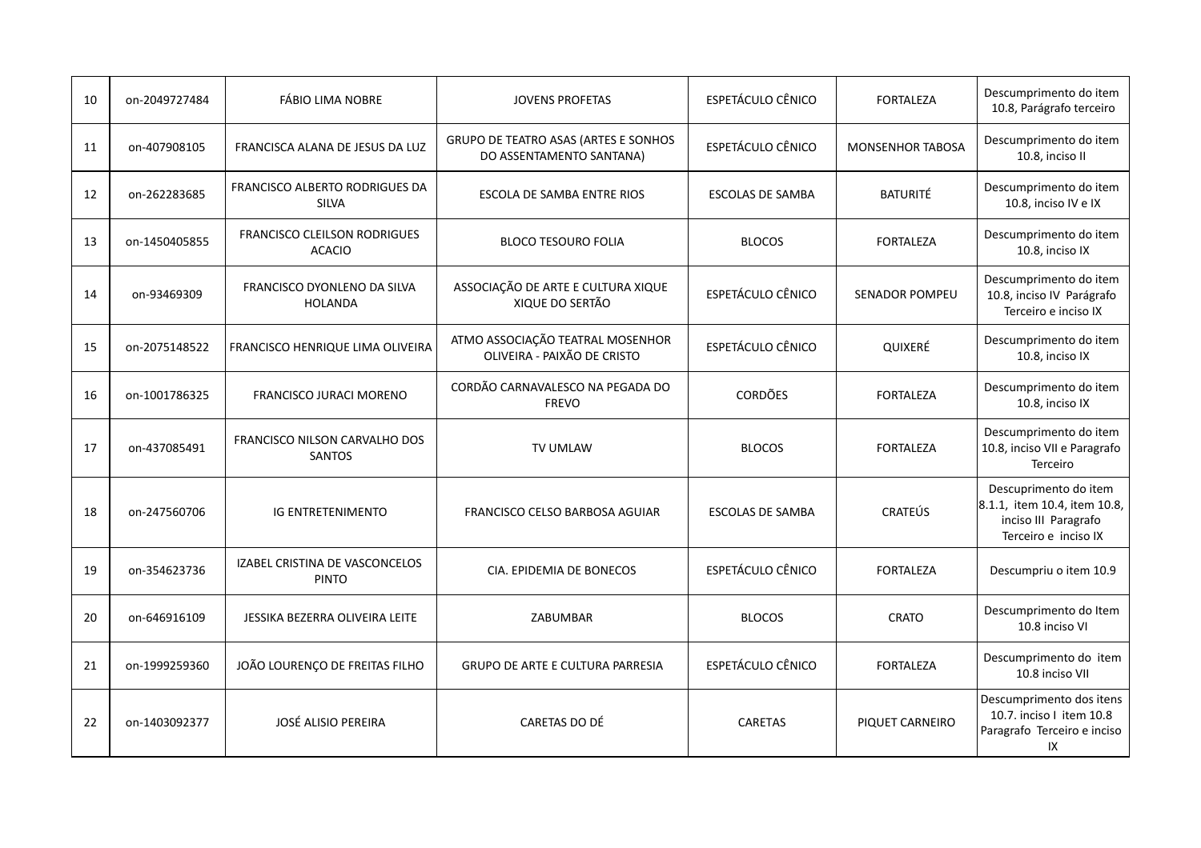| 10 | on-2049727484 | FÁBIO LIMA NOBRE | JOVENS PROFETAS | ESPETÁCULO CÊNICO | FORTALEZA | Descumprimento do item 10.8, Parágrafo terceiro |
|---|---|---|---|---|---|---|
| 11 | on-407908105 | FRANCISCA ALANA DE JESUS DA LUZ | GRUPO DE TEATRO ASAS (ARTES E SONHOS DO ASSENTAMENTO SANTANA) | ESPETÁCULO CÊNICO | MONSENHOR TABOSA | Descumprimento do item 10.8, inciso II |
| 12 | on-262283685 | FRANCISCO ALBERTO RODRIGUES DA SILVA | ESCOLA DE SAMBA ENTRE RIOS | ESCOLAS DE SAMBA | BATURITÉ | Descumprimento do item 10.8, inciso IV e IX |
| 13 | on-1450405855 | FRANCISCO CLEILSON RODRIGUES ACACIO | BLOCO TESOURO FOLIA | BLOCOS | FORTALEZA | Descumprimento do item 10.8, inciso IX |
| 14 | on-93469309 | FRANCISCO DYONLENO DA SILVA HOLANDA | ASSOCIAÇÃO DE ARTE E CULTURA XIQUE XIQUE DO SERTÃO | ESPETÁCULO CÊNICO | SENADOR POMPEU | Descumprimento do item 10.8, inciso IV Parágrafo Terceiro e inciso IX |
| 15 | on-2075148522 | FRANCISCO HENRIQUE LIMA OLIVEIRA | ATMO ASSOCIAÇÃO TEATRAL MOSENHOR OLIVEIRA - PAIXÃO DE CRISTO | ESPETÁCULO CÊNICO | QUIXERÉ | Descumprimento do item 10.8, inciso IX |
| 16 | on-1001786325 | FRANCISCO JURACI MORENO | CORDÃO CARNAVALESCO NA PEGADA DO FREVO | CORDÕES | FORTALEZA | Descumprimento do item 10.8, inciso IX |
| 17 | on-437085491 | FRANCISCO NILSON CARVALHO DOS SANTOS | TV UMLAW | BLOCOS | FORTALEZA | Descumprimento do item 10.8, inciso VII e Paragrafo Terceiro |
| 18 | on-247560706 | IG ENTRETENIMENTO | FRANCISCO CELSO BARBOSA AGUIAR | ESCOLAS DE SAMBA | CRATEÚS | Descuprimento do item 8.1.1, item 10.4, item 10.8, inciso III Paragrafo Terceiro e inciso IX |
| 19 | on-354623736 | IZABEL CRISTINA DE VASCONCELOS PINTO | CIA. EPIDEMIA DE BONECOS | ESPETÁCULO CÊNICO | FORTALEZA | Descumpriu o item 10.9 |
| 20 | on-646916109 | JESSIKA BEZERRA OLIVEIRA LEITE | ZABUMBAR | BLOCOS | CRATO | Descumprimento do Item 10.8 inciso VI |
| 21 | on-1999259360 | JOÃO LOURENÇO DE FREITAS FILHO | GRUPO DE ARTE E CULTURA PARRESIA | ESPETÁCULO CÊNICO | FORTALEZA | Descumprimento do item 10.8 inciso VII |
| 22 | on-1403092377 | JOSÉ ALISIO PEREIRA | CARETAS DO DÉ | CARETAS | PIQUET CARNEIRO | Descumprimento dos itens 10.7. inciso I item 10.8 Paragrafo Terceiro e inciso IX |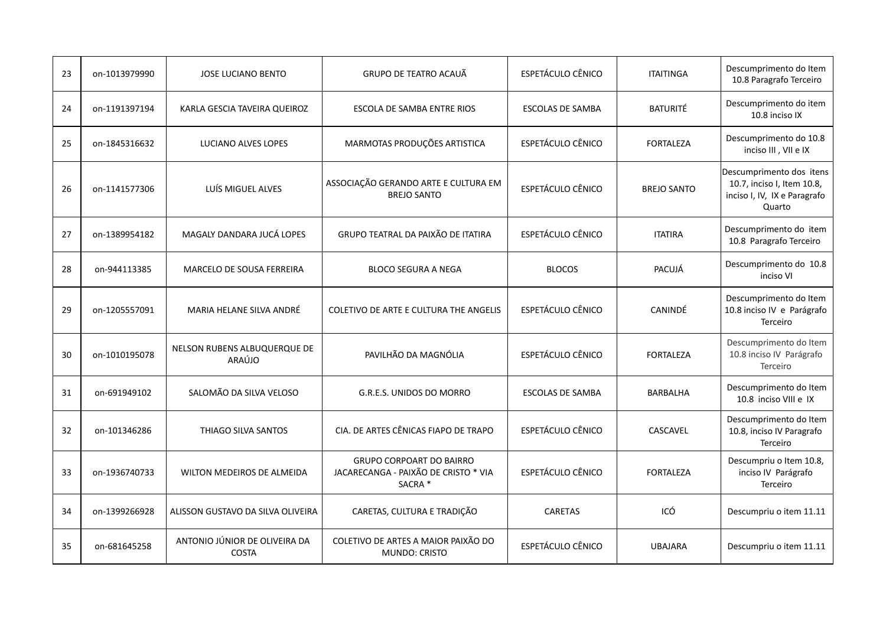| 23 | on-1013979990 | JOSE LUCIANO BENTO | GRUPO DE TEATRO ACAUÃ | ESPETÁCULO CÊNICO | ITAITINGA | Descumprimento do Item 10.8 Paragrafo Terceiro |
|---|---|---|---|---|---|---|
| 24 | on-1191397194 | KARLA GESCIA TAVEIRA QUEIROZ | ESCOLA DE SAMBA ENTRE RIOS | ESCOLAS DE SAMBA | BATURITÉ | Descumprimento do item 10.8 inciso IX |
| 25 | on-1845316632 | LUCIANO ALVES LOPES | MARMOTAS PRODUÇÕES ARTISTICA | ESPETÁCULO CÊNICO | FORTALEZA | Descumprimento do 10.8 inciso III , VII e IX |
| 26 | on-1141577306 | LUÍS MIGUEL ALVES | ASSOCIAÇÃO GERANDO ARTE E CULTURA EM BREJO SANTO | ESPETÁCULO CÊNICO | BREJO SANTO | Descumprimento dos itens 10.7, inciso I, Item 10.8, inciso I, IV, IX e Paragrafo Quarto |
| 27 | on-1389954182 | MAGALY DANDARA JUCÁ LOPES | GRUPO TEATRAL DA PAIXÃO DE ITATIRA | ESPETÁCULO CÊNICO | ITATIRA | Descumprimento do item 10.8 Paragrafo Terceiro |
| 28 | on-944113385 | MARCELO DE SOUSA FERREIRA | BLOCO SEGURA A NEGA | BLOCOS | PACUJÁ | Descumprimento do 10.8 inciso VI |
| 29 | on-1205557091 | MARIA HELANE SILVA ANDRÉ | COLETIVO DE ARTE E CULTURA THE ANGELIS | ESPETÁCULO CÊNICO | CANINDÉ | Descumprimento do Item 10.8 inciso IV e Parágrafo Terceiro |
| 30 | on-1010195078 | NELSON RUBENS ALBUQUERQUE DE ARAÚJO | PAVILHÃO DA MAGNÓLIA | ESPETÁCULO CÊNICO | FORTALEZA | Descumprimento do Item 10.8 inciso IV Parágrafo Terceiro |
| 31 | on-691949102 | SALOMÃO DA SILVA VELOSO | G.R.E.S. UNIDOS DO MORRO | ESCOLAS DE SAMBA | BARBALHA | Descumprimento do Item 10.8 inciso VIII e IX |
| 32 | on-101346286 | THIAGO SILVA SANTOS | CIA. DE ARTES CÊNICAS FIAPO DE TRAPO | ESPETÁCULO CÊNICO | CASCAVEL | Descumprimento do Item 10.8, inciso IV Paragrafo Terceiro |
| 33 | on-1936740733 | WILTON MEDEIROS DE ALMEIDA | GRUPO CORPOART DO BAIRRO JACARECANGA - PAIXÃO DE CRISTO * VIA SACRA * | ESPETÁCULO CÊNICO | FORTALEZA | Descumpriu o Item 10.8, inciso IV Parágrafo Terceiro |
| 34 | on-1399266928 | ALISSON GUSTAVO DA SILVA OLIVEIRA | CARETAS, CULTURA E TRADIÇÃO | CARETAS | ICÓ | Descumpriu o item 11.11 |
| 35 | on-681645258 | ANTONIO JÚNIOR DE OLIVEIRA DA COSTA | COLETIVO DE ARTES A MAIOR PAIXÃO DO MUNDO: CRISTO | ESPETÁCULO CÊNICO | UBAJARA | Descumpriu o item 11.11 |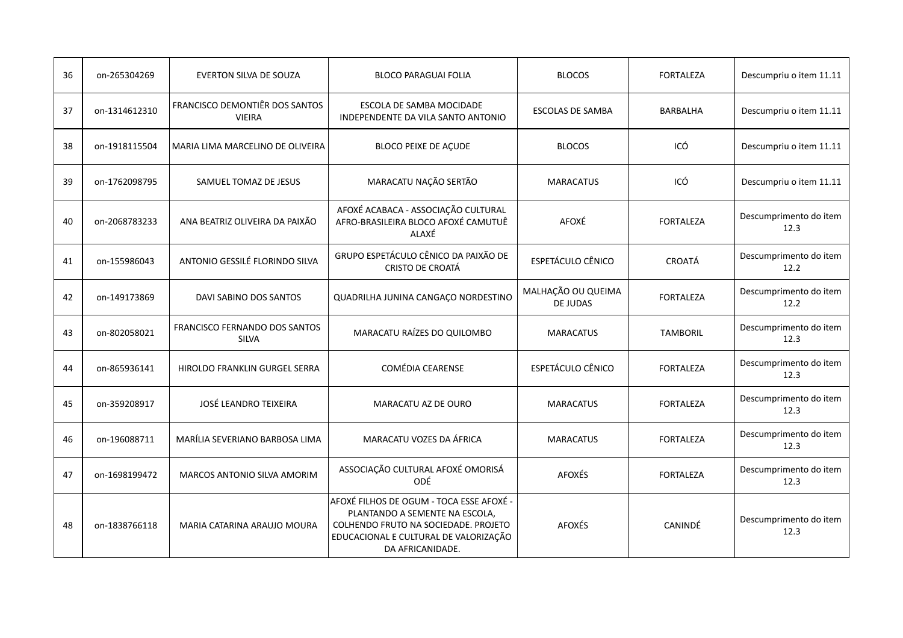| | | | | | | |
|---|---|---|---|---|---|---|
| 36 | on-265304269 | EVERTON SILVA DE SOUZA | BLOCO PARAGUAI FOLIA | BLOCOS | FORTALEZA | Descumpriu o item 11.11 |
| 37 | on-1314612310 | FRANCISCO DEMONTIÊR DOS SANTOS VIEIRA | ESCOLA DE SAMBA MOCIDADE INDEPENDENTE DA VILA SANTO ANTONIO | ESCOLAS DE SAMBA | BARBALHA | Descumpriu o item 11.11 |
| 38 | on-1918115504 | MARIA LIMA MARCELINO DE OLIVEIRA | BLOCO PEIXE DE AÇUDE | BLOCOS | ICÓ | Descumpriu o item 11.11 |
| 39 | on-1762098795 | SAMUEL TOMAZ DE JESUS | MARACATU NAÇÃO SERTÃO | MARACATUS | ICÓ | Descumpriu o item 11.11 |
| 40 | on-2068783233 | ANA BEATRIZ OLIVEIRA DA PAIXÃO | AFOXÉ ACABACA - ASSOCIAÇÃO CULTURAL AFRO-BRASILEIRA BLOCO AFOXÉ CAMUTUÊ ALAXÉ | AFOXÉ | FORTALEZA | Descumprimento do item 12.3 |
| 41 | on-155986043 | ANTONIO GESSILÉ FLORINDO SILVA | GRUPO ESPETÁCULO CÊNICO DA PAIXÃO DE CRISTO DE CROATÁ | ESPETÁCULO CÊNICO | CROATÁ | Descumprimento do item 12.2 |
| 42 | on-149173869 | DAVI SABINO DOS SANTOS | QUADRILHA JUNINA CANGAÇO NORDESTINO | MALHAÇÃO OU QUEIMA DE JUDAS | FORTALEZA | Descumprimento do item 12.2 |
| 43 | on-802058021 | FRANCISCO FERNANDO DOS SANTOS SILVA | MARACATU RAÍZES DO QUILOMBO | MARACATUS | TAMBORIL | Descumprimento do item 12.3 |
| 44 | on-865936141 | HIROLDO FRANKLIN GURGEL SERRA | COMÉDIA CEARENSE | ESPETÁCULO CÊNICO | FORTALEZA | Descumprimento do item 12.3 |
| 45 | on-359208917 | JOSÉ LEANDRO TEIXEIRA | MARACATU AZ DE OURO | MARACATUS | FORTALEZA | Descumprimento do item 12.3 |
| 46 | on-196088711 | MARÍLIA SEVERIANO BARBOSA LIMA | MARACATU VOZES DA ÁFRICA | MARACATUS | FORTALEZA | Descumprimento do item 12.3 |
| 47 | on-1698199472 | MARCOS ANTONIO SILVA AMORIM | ASSOCIAÇÃO CULTURAL AFOXÉ OMORISÁ ODÉ | AFOXÉS | FORTALEZA | Descumprimento do item 12.3 |
| 48 | on-1838766118 | MARIA CATARINA ARAUJO MOURA | AFOXÉ FILHOS DE OGUM - TOCA ESSE AFOXÉ - PLANTANDO A SEMENTE NA ESCOLA, COLHENDO FRUTO NA SOCIEDADE. PROJETO EDUCACIONAL E CULTURAL DE VALORIZAÇÃO DA AFRICANIDADE. | AFOXÉS | CANINDÉ | Descumprimento do item 12.3 |